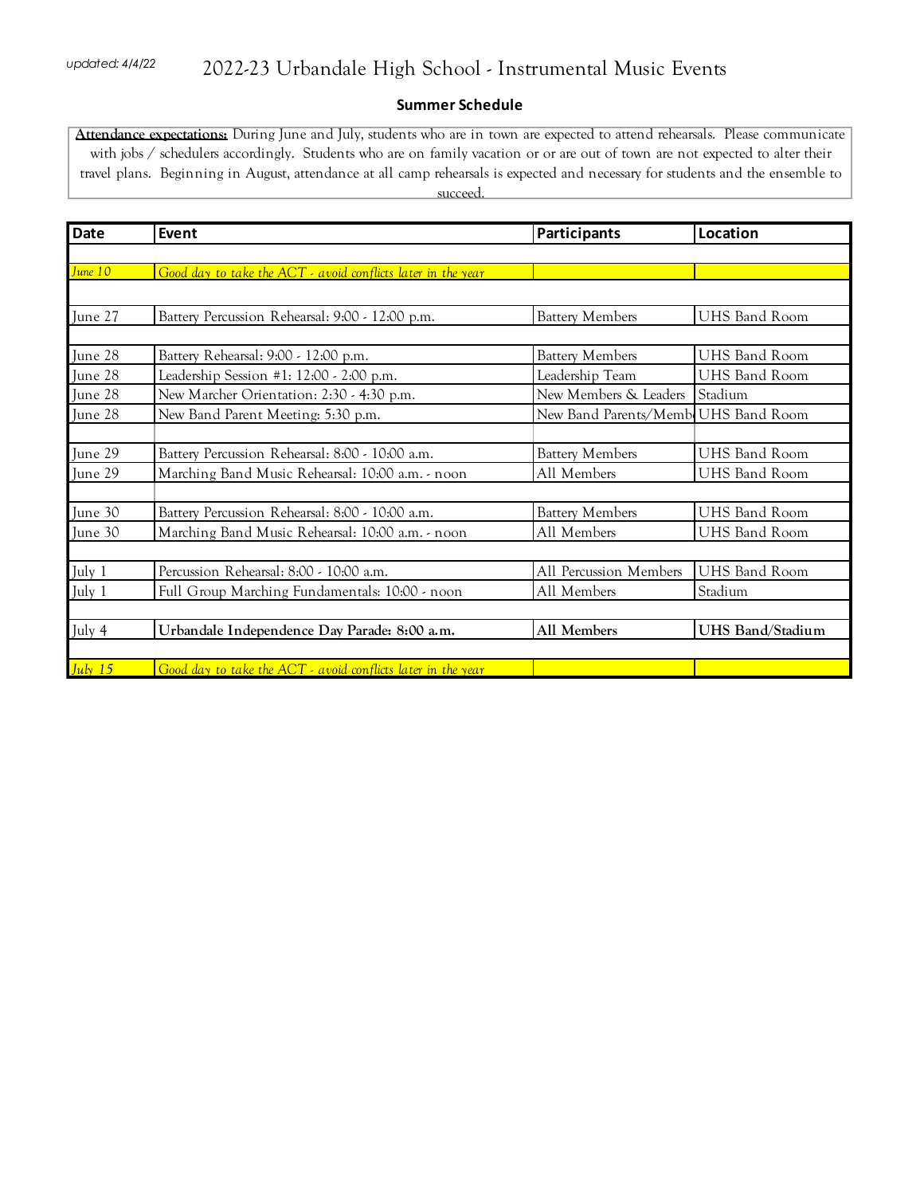updated: 4/4/22

# 2022-23 Urbandale High School - Instrumental Music Events

## Summer Schedule

**Attendance expectations:** During June and July, students who are in town are expected to attend rehearsals. Please communicate with jobs / schedulers accordingly. Students who are on family vacation or or are out of town are not expected to alter their travel plans. Beginning in August, attendance at all camp rehearsals is expected and necessary for students and the ensemble to succeed.

| Date | Event | Participants | Location |
|---|---|---|---|
| | | | |
| *June 10* | *Good day to take the ACT - avoid conflicts later in the year* | | |
| | | | |
| June 27 | Battery Percussion Rehearsal: 9:00 - 12:00 p.m. | Battery Members | UHS Band Room |
| | | | |
| June 28 | Battery Rehearsal: 9:00 - 12:00 p.m. | Battery Members | UHS Band Room |
| June 28 | Leadership Session #1: 12:00 - 2:00 p.m. | Leadership Team | UHS Band Room |
| June 28 | New Marcher Orientation: 2:30 - 4:30 p.m. | New Members & Leaders | Stadium |
| June 28 | New Band Parent Meeting: 5:30 p.m. | New Band Parents/Memb | UHS Band Room |
| | | | |
| June 29 | Battery Percussion Rehearsal: 8:00 - 10:00 a.m. | Battery Members | UHS Band Room |
| June 29 | Marching Band Music Rehearsal: 10:00 a.m. - noon | All Members | UHS Band Room |
| | | | |
| June 30 | Battery Percussion Rehearsal: 8:00 - 10:00 a.m. | Battery Members | UHS Band Room |
| June 30 | Marching Band Music Rehearsal: 10:00 a.m. - noon | All Members | UHS Band Room |
| | | | |
| July 1 | Percussion Rehearsal: 8:00 - 10:00 a.m. | All Percussion Members | UHS Band Room |
| July 1 | Full Group Marching Fundamentals: 10:00 - noon | All Members | Stadium |
| | | | |
| July 4 | **Urbandale Independence Day Parade: 8:00 a.m.** | **All Members** | **UHS Band/Stadium** |
| | | | |
| *July 15* | *Good day to take the ACT - avoid conflicts later in the year* | | |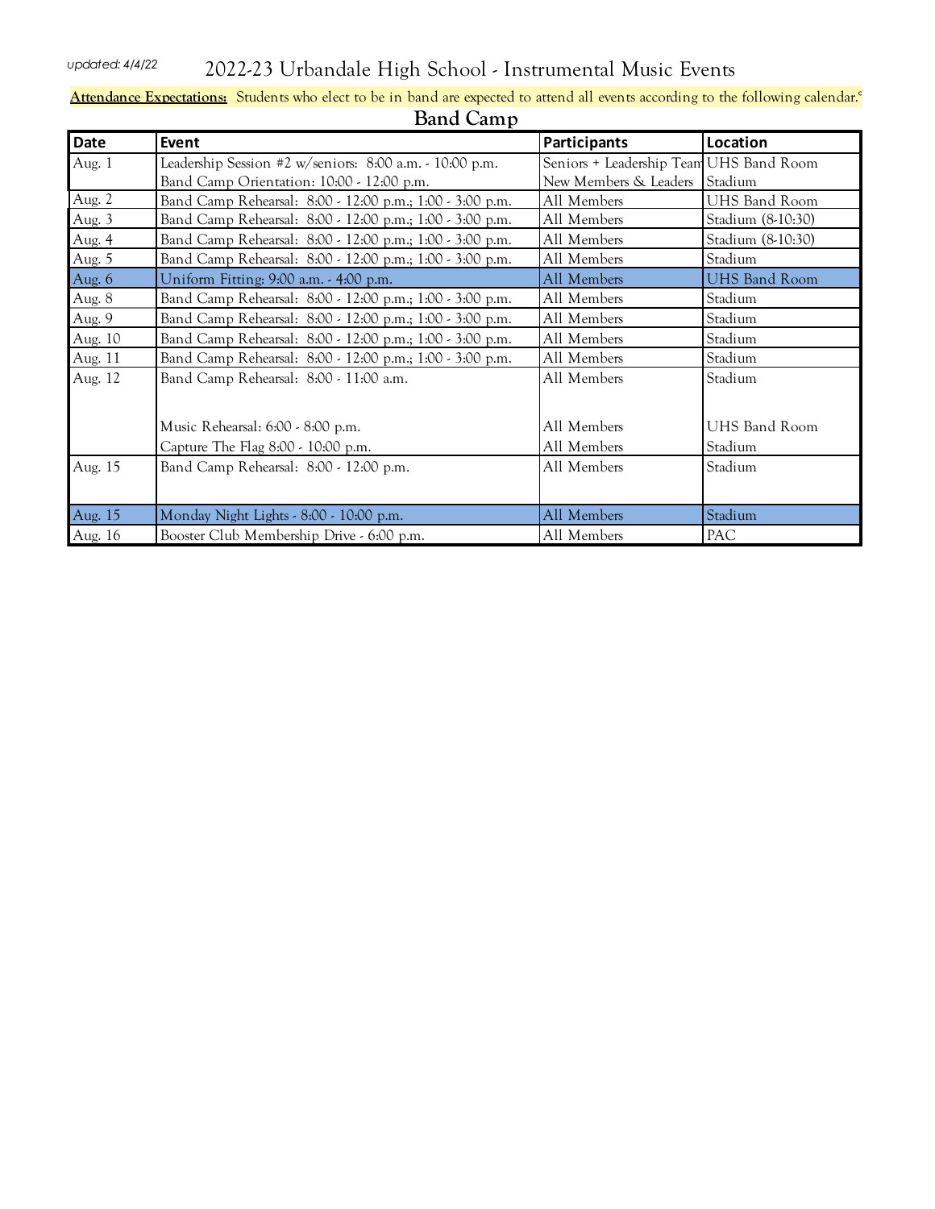updated: 4/4/22

# 2022-23 Urbandale High School - Instrumental Music Events

**Attendance Expectations:** Students who elect to be in band are expected to attend all events according to the following calendar.

## Band Camp

| Date | Event | Participants | Location |
|---|---|---|---|
| Aug. 1 | Leadership Session #2 w/seniors: 8:00 a.m. - 10:00 p.m. | Seniors + Leadership Team | UHS Band Room |
| | Band Camp Orientation: 10:00 - 12:00 p.m. | New Members & Leaders | Stadium |
| Aug. 2 | Band Camp Rehearsal: 8:00 - 12:00 p.m.; 1:00 - 3:00 p.m. | All Members | UHS Band Room |
| Aug. 3 | Band Camp Rehearsal: 8:00 - 12:00 p.m.; 1:00 - 3:00 p.m. | All Members | Stadium (8-10:30) |
| Aug. 4 | Band Camp Rehearsal: 8:00 - 12:00 p.m.; 1:00 - 3:00 p.m. | All Members | Stadium (8-10:30) |
| Aug. 5 | Band Camp Rehearsal: 8:00 - 12:00 p.m.; 1:00 - 3:00 p.m. | All Members | Stadium |
| Aug. 6 | Uniform Fitting: 9:00 a.m. - 4:00 p.m. | All Members | UHS Band Room |
| Aug. 8 | Band Camp Rehearsal: 8:00 - 12:00 p.m.; 1:00 - 3:00 p.m. | All Members | Stadium |
| Aug. 9 | Band Camp Rehearsal: 8:00 - 12:00 p.m.; 1:00 - 3:00 p.m. | All Members | Stadium |
| Aug. 10 | Band Camp Rehearsal: 8:00 - 12:00 p.m.; 1:00 - 3:00 p.m. | All Members | Stadium |
| Aug. 11 | Band Camp Rehearsal: 8:00 - 12:00 p.m.; 1:00 - 3:00 p.m. | All Members | Stadium |
| Aug. 12 | Band Camp Rehearsal: 8:00 - 11:00 a.m. | All Members | Stadium |
| | Music Rehearsal: 6:00 - 8:00 p.m. | All Members | UHS Band Room |
| | Capture The Flag 8:00 - 10:00 p.m. | All Members | Stadium |
| Aug. 15 | Band Camp Rehearsal: 8:00 - 12:00 p.m. | All Members | Stadium |
| Aug. 15 | Monday Night Lights - 8:00 - 10:00 p.m. | All Members | Stadium |
| Aug. 16 | Booster Club Membership Drive - 6:00 p.m. | All Members | PAC |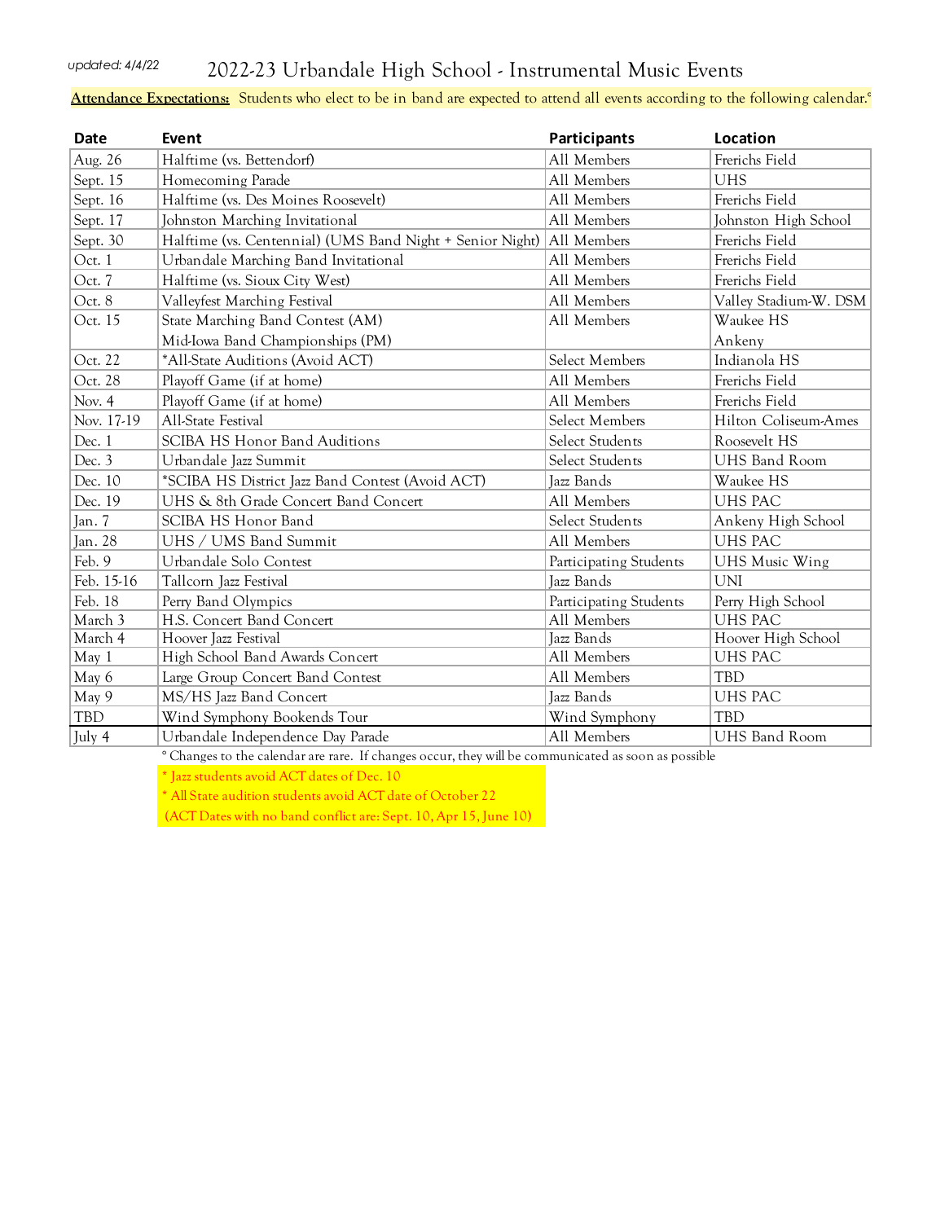updated: 4/4/22

# 2022-23 Urbandale High School - Instrumental Music Events

**Attendance Expectations:** Students who elect to be in band are expected to attend all events according to the following calendar.°

| Date | Event | Participants | Location |
|---|---|---|---|
| Aug. 26 | Halftime (vs. Bettendorf) | All Members | Frerichs Field |
| Sept. 15 | Homecoming Parade | All Members | UHS |
| Sept. 16 | Halftime (vs. Des Moines Roosevelt) | All Members | Frerichs Field |
| Sept. 17 | Johnston Marching Invitational | All Members | Johnston High School |
| Sept. 30 | Halftime (vs. Centennial) (UMS Band Night + Senior Night) | All Members | Frerichs Field |
| Oct. 1 | Urbandale Marching Band Invitational | All Members | Frerichs Field |
| Oct. 7 | Halftime (vs. Sioux City West) | All Members | Frerichs Field |
| Oct. 8 | Valleyfest Marching Festival | All Members | Valley Stadium-W. DSM |
| Oct. 15 | State Marching Band Contest (AM)<br>Mid-Iowa Band Championships (PM) | All Members | Waukee HS<br>Ankeny |
| Oct. 22 | *All-State Auditions (Avoid ACT) | Select Members | Indianola HS |
| Oct. 28 | Playoff Game (if at home) | All Members | Frerichs Field |
| Nov. 4 | Playoff Game (if at home) | All Members | Frerichs Field |
| Nov. 17-19 | All-State Festival | Select Members | Hilton Coliseum-Ames |
| Dec. 1 | SCIBA HS Honor Band Auditions | Select Students | Roosevelt HS |
| Dec. 3 | Urbandale Jazz Summit | Select Students | UHS Band Room |
| Dec. 10 | *SCIBA HS District Jazz Band Contest (Avoid ACT) | Jazz Bands | Waukee HS |
| Dec. 19 | UHS & 8th Grade Concert Band Concert | All Members | UHS PAC |
| Jan. 7 | SCIBA HS Honor Band | Select Students | Ankeny High School |
| Jan. 28 | UHS / UMS Band Summit | All Members | UHS PAC |
| Feb. 9 | Urbandale Solo Contest | Participating Students | UHS Music Wing |
| Feb. 15-16 | Tallcorn Jazz Festival | Jazz Bands | UNI |
| Feb. 18 | Perry Band Olympics | Participating Students | Perry High School |
| March 3 | H.S. Concert Band Concert | All Members | UHS PAC |
| March 4 | Hoover Jazz Festival | Jazz Bands | Hoover High School |
| May 1 | High School Band Awards Concert | All Members | UHS PAC |
| May 6 | Large Group Concert Band Contest | All Members | TBD |
| May 9 | MS/HS Jazz Band Concert | Jazz Bands | UHS PAC |
| TBD | Wind Symphony Bookends Tour | Wind Symphony | TBD |
| July 4 | Urbandale Independence Day Parade | All Members | UHS Band Room |

° Changes to the calendar are rare. If changes occur, they will be communicated as soon as possible

* Jazz students avoid ACT dates of Dec. 10

* All State audition students avoid ACT date of October 22

(ACT Dates with no band conflict are: Sept. 10, Apr 15, June 10)